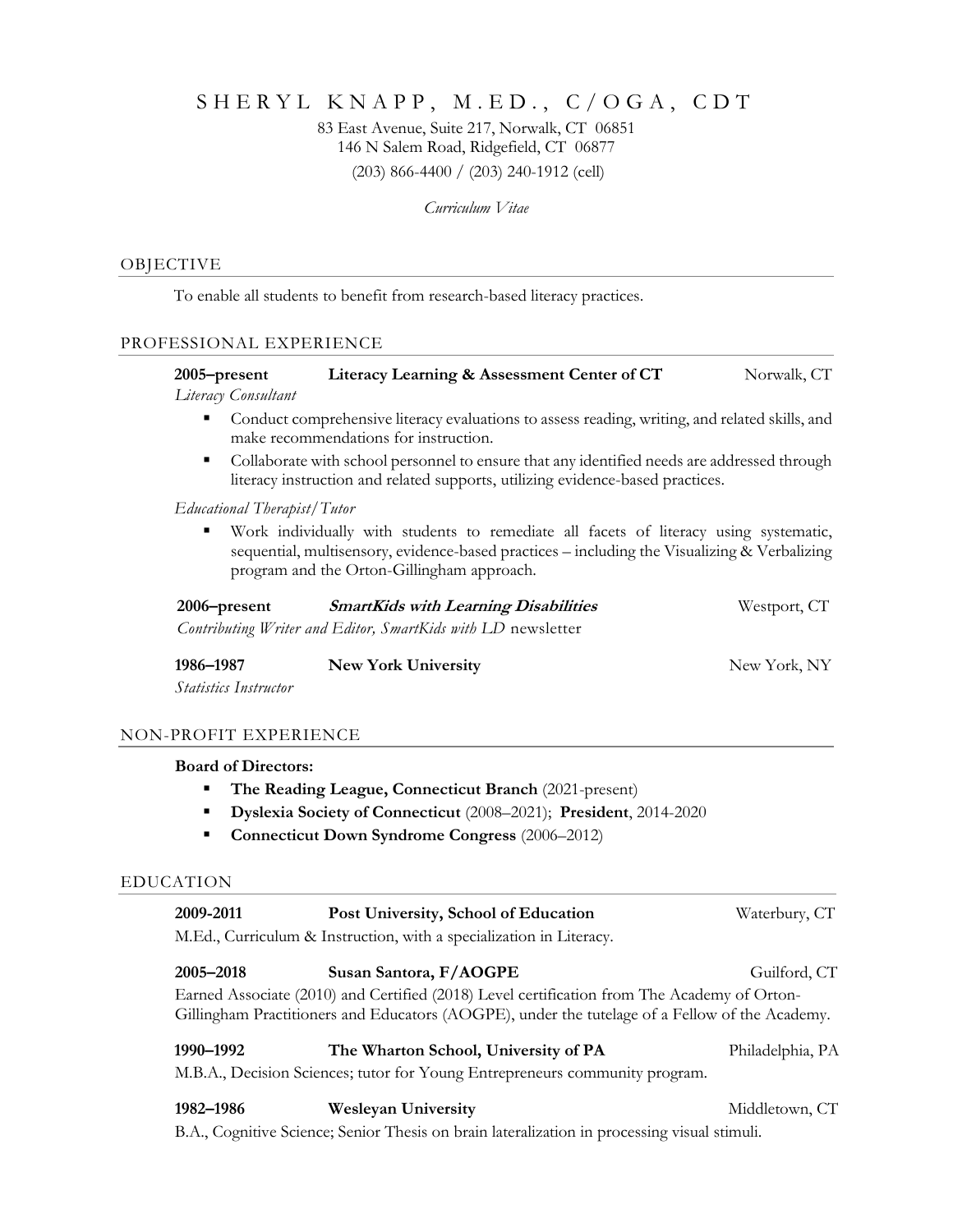# SHERYL KNAPP, M.ED., C/OGA, CDT

83 East Avenue, Suite 217, Norwalk, CT 06851
146 N Salem Road, Ridgefield, CT 06877
(203) 866-4400 / (203) 240-1912 (cell)

*Curriculum Vitae*

## OBJECTIVE

To enable all students to benefit from research-based literacy practices.

## PROFESSIONAL EXPERIENCE

**2005–present** **Literacy Learning & Assessment Center of CT** Norwalk, CT

*Literacy Consultant*

- Conduct comprehensive literacy evaluations to assess reading, writing, and related skills, and make recommendations for instruction.
- Collaborate with school personnel to ensure that any identified needs are addressed through literacy instruction and related supports, utilizing evidence-based practices.

*Educational Therapist/Tutor*

- Work individually with students to remediate all facets of literacy using systematic, sequential, multisensory, evidence-based practices – including the Visualizing & Verbalizing program and the Orton-Gillingham approach.

**2006–present** ***SmartKids with Learning Disabilities*** Westport, CT

*Contributing Writer and Editor, SmartKids with LD* newsletter

**1986–1987** **New York University** New York, NY

*Statistics Instructor*

## NON-PROFIT EXPERIENCE

**Board of Directors:**

- **The Reading League, Connecticut Branch** (2021-present)
- **Dyslexia Society of Connecticut** (2008–2021); **President**, 2014-2020
- **Connecticut Down Syndrome Congress** (2006–2012)

## EDUCATION

**2009-2011** **Post University, School of Education** Waterbury, CT

M.Ed., Curriculum & Instruction, with a specialization in Literacy.

**2005–2018** **Susan Santora, F/AOGPE** Guilford, CT

Earned Associate (2010) and Certified (2018) Level certification from The Academy of Orton-Gillingham Practitioners and Educators (AOGPE), under the tutelage of a Fellow of the Academy.

**1990–1992** **The Wharton School, University of PA** Philadelphia, PA

M.B.A., Decision Sciences; tutor for Young Entrepreneurs community program.

**1982–1986** **Wesleyan University** Middletown, CT

B.A., Cognitive Science; Senior Thesis on brain lateralization in processing visual stimuli.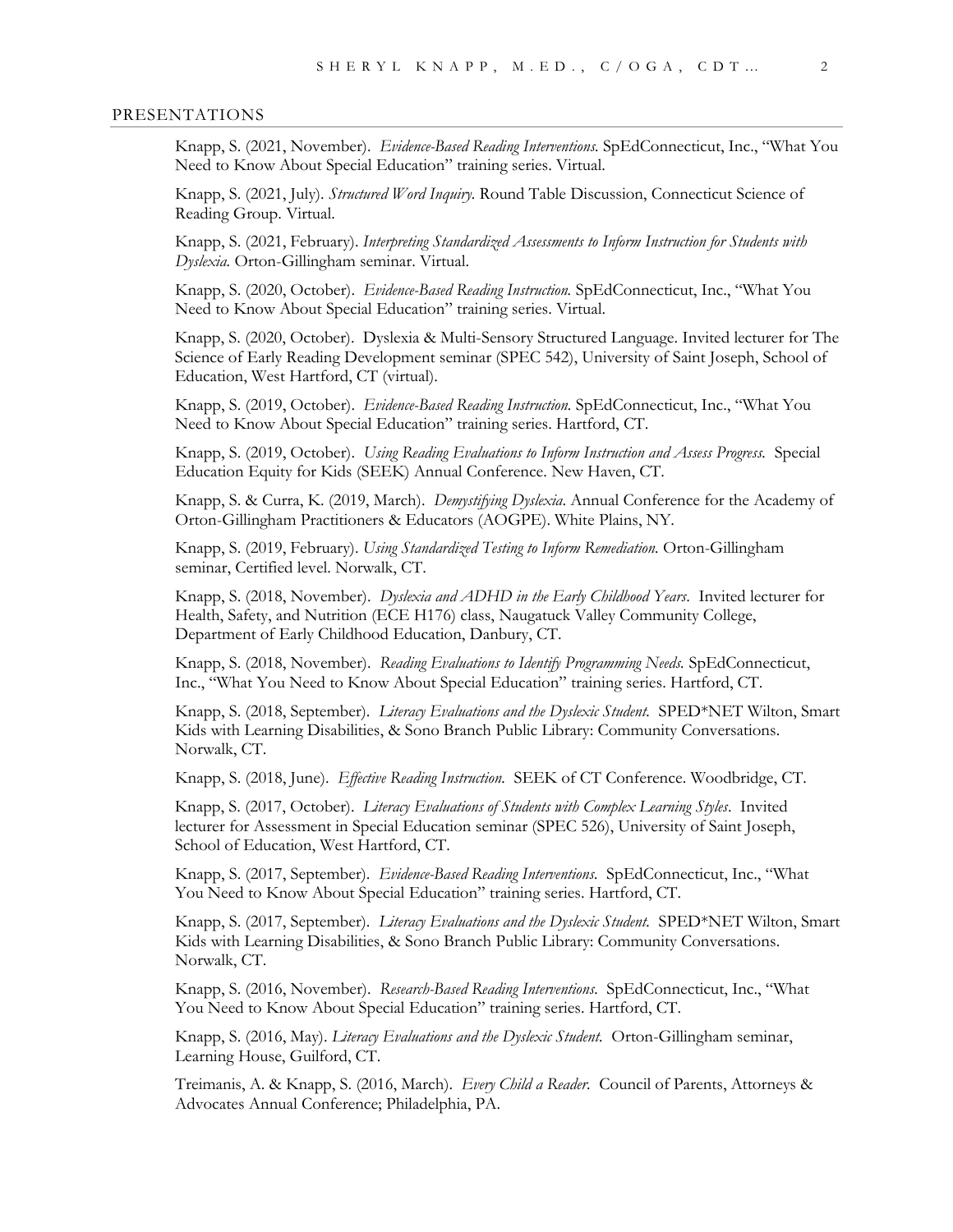## PRESENTATIONS

Knapp, S. (2021, November). *Evidence-Based Reading Interventions.* SpEdConnecticut, Inc., "What You Need to Know About Special Education" training series. Virtual.

Knapp, S. (2021, July). *Structured Word Inquiry.* Round Table Discussion, Connecticut Science of Reading Group. Virtual.

Knapp, S. (2021, February). *Interpreting Standardized Assessments to Inform Instruction for Students with Dyslexia.* Orton-Gillingham seminar. Virtual.

Knapp, S. (2020, October). *Evidence-Based Reading Instruction.* SpEdConnecticut, Inc., "What You Need to Know About Special Education" training series. Virtual.

Knapp, S. (2020, October). Dyslexia & Multi-Sensory Structured Language. Invited lecturer for The Science of Early Reading Development seminar (SPEC 542), University of Saint Joseph, School of Education, West Hartford, CT (virtual).

Knapp, S. (2019, October). *Evidence-Based Reading Instruction.* SpEdConnecticut, Inc., "What You Need to Know About Special Education" training series. Hartford, CT.

Knapp, S. (2019, October). *Using Reading Evaluations to Inform Instruction and Assess Progress.* Special Education Equity for Kids (SEEK) Annual Conference. New Haven, CT.

Knapp, S. & Curra, K. (2019, March). *Demystifying Dyslexia.* Annual Conference for the Academy of Orton-Gillingham Practitioners & Educators (AOGPE). White Plains, NY.

Knapp, S. (2019, February). *Using Standardized Testing to Inform Remediation.* Orton-Gillingham seminar, Certified level. Norwalk, CT.

Knapp, S. (2018, November). *Dyslexia and ADHD in the Early Childhood Years*. Invited lecturer for Health, Safety, and Nutrition (ECE H176) class, Naugatuck Valley Community College, Department of Early Childhood Education, Danbury, CT.

Knapp, S. (2018, November). *Reading Evaluations to Identify Programming Needs.* SpEdConnecticut, Inc., "What You Need to Know About Special Education" training series. Hartford, CT.

Knapp, S. (2018, September). *Literacy Evaluations and the Dyslexic Student.* SPED*NET Wilton, Smart Kids with Learning Disabilities, & Sono Branch Public Library: Community Conversations. Norwalk, CT.

Knapp, S. (2018, June). *Effective Reading Instruction.* SEEK of CT Conference. Woodbridge, CT.

Knapp, S. (2017, October). *Literacy Evaluations of Students with Complex Learning Styles*. Invited lecturer for Assessment in Special Education seminar (SPEC 526), University of Saint Joseph, School of Education, West Hartford, CT.

Knapp, S. (2017, September). *Evidence-Based Reading Interventions.* SpEdConnecticut, Inc., "What You Need to Know About Special Education" training series. Hartford, CT.

Knapp, S. (2017, September). *Literacy Evaluations and the Dyslexic Student.* SPED*NET Wilton, Smart Kids with Learning Disabilities, & Sono Branch Public Library: Community Conversations. Norwalk, CT.

Knapp, S. (2016, November). *Research-Based Reading Interventions.* SpEdConnecticut, Inc., "What You Need to Know About Special Education" training series. Hartford, CT.

Knapp, S. (2016, May). *Literacy Evaluations and the Dyslexic Student.* Orton-Gillingham seminar, Learning House, Guilford, CT.

Treimanis, A. & Knapp, S. (2016, March). *Every Child a Reader.* Council of Parents, Attorneys & Advocates Annual Conference; Philadelphia, PA.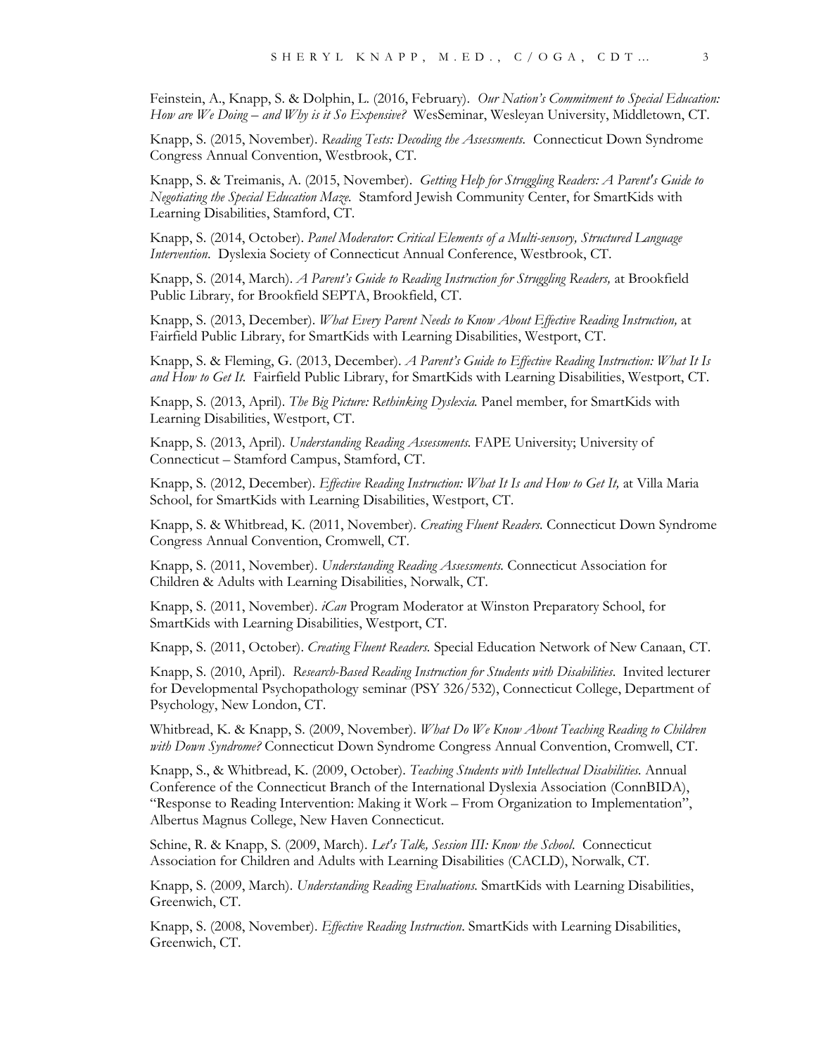Feinstein, A., Knapp, S. & Dolphin, L. (2016, February). *Our Nation's Commitment to Special Education: How are We Doing – and Why is it So Expensive?* WesSeminar, Wesleyan University, Middletown, CT.

Knapp, S. (2015, November). *Reading Tests: Decoding the Assessments.* Connecticut Down Syndrome Congress Annual Convention, Westbrook, CT.

Knapp, S. & Treimanis, A. (2015, November). *Getting Help for Struggling Readers: A Parent's Guide to Negotiating the Special Education Maze.* Stamford Jewish Community Center, for SmartKids with Learning Disabilities, Stamford, CT.

Knapp, S. (2014, October). *Panel Moderator: Critical Elements of a Multi-sensory, Structured Language Intervention.* Dyslexia Society of Connecticut Annual Conference, Westbrook, CT.

Knapp, S. (2014, March). *A Parent's Guide to Reading Instruction for Struggling Readers,* at Brookfield Public Library, for Brookfield SEPTA, Brookfield, CT.

Knapp, S. (2013, December). *What Every Parent Needs to Know About Effective Reading Instruction,* at Fairfield Public Library, for SmartKids with Learning Disabilities, Westport, CT.

Knapp, S. & Fleming, G. (2013, December). *A Parent's Guide to Effective Reading Instruction: What It Is and How to Get It.* Fairfield Public Library, for SmartKids with Learning Disabilities, Westport, CT.

Knapp, S. (2013, April). *The Big Picture: Rethinking Dyslexia.* Panel member, for SmartKids with Learning Disabilities, Westport, CT.

Knapp, S. (2013, April). *Understanding Reading Assessments.* FAPE University; University of Connecticut – Stamford Campus, Stamford, CT.

Knapp, S. (2012, December). *Effective Reading Instruction: What It Is and How to Get It,* at Villa Maria School, for SmartKids with Learning Disabilities, Westport, CT.

Knapp, S. & Whitbread, K. (2011, November). *Creating Fluent Readers.* Connecticut Down Syndrome Congress Annual Convention, Cromwell, CT.

Knapp, S. (2011, November). *Understanding Reading Assessments.* Connecticut Association for Children & Adults with Learning Disabilities, Norwalk, CT.

Knapp, S. (2011, November). *iCan* Program Moderator at Winston Preparatory School, for SmartKids with Learning Disabilities, Westport, CT.

Knapp, S. (2011, October). *Creating Fluent Readers.* Special Education Network of New Canaan, CT.

Knapp, S. (2010, April). *Research-Based Reading Instruction for Students with Disabilities*. Invited lecturer for Developmental Psychopathology seminar (PSY 326/532), Connecticut College, Department of Psychology, New London, CT.

Whitbread, K. & Knapp, S. (2009, November). *What Do We Know About Teaching Reading to Children with Down Syndrome?* Connecticut Down Syndrome Congress Annual Convention, Cromwell, CT.

Knapp, S., & Whitbread, K. (2009, October). *Teaching Students with Intellectual Disabilities.* Annual Conference of the Connecticut Branch of the International Dyslexia Association (ConnBIDA), "Response to Reading Intervention: Making it Work – From Organization to Implementation", Albertus Magnus College, New Haven Connecticut.

Schine, R. & Knapp, S. (2009, March). *Let's Talk, Session III: Know the School.* Connecticut Association for Children and Adults with Learning Disabilities (CACLD), Norwalk, CT.

Knapp, S. (2009, March). *Understanding Reading Evaluations.* SmartKids with Learning Disabilities, Greenwich, CT.

Knapp, S. (2008, November). *Effective Reading Instruction*. SmartKids with Learning Disabilities, Greenwich, CT.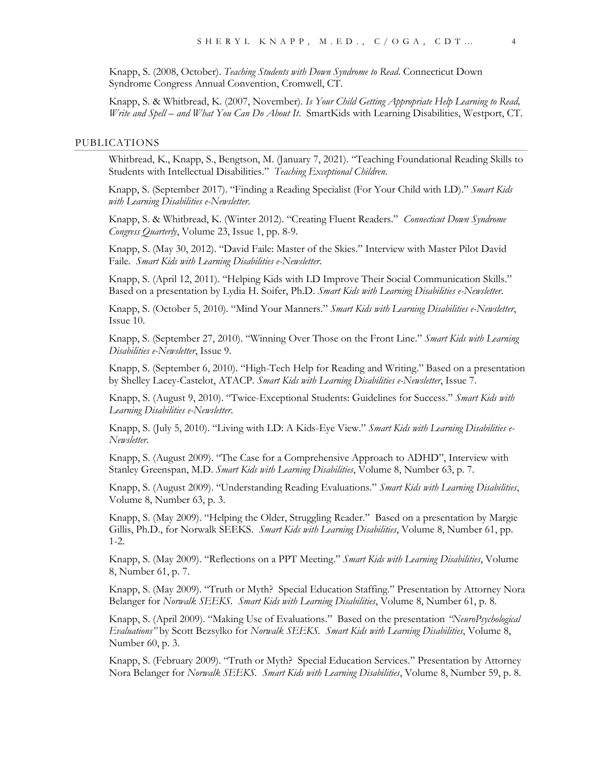Knapp, S. (2008, October). *Teaching Students with Down Syndrome to Read*. Connecticut Down Syndrome Congress Annual Convention, Cromwell, CT.

Knapp, S. & Whitbread, K. (2007, November). *Is Your Child Getting Appropriate Help Learning to Read, Write and Spell – and What You Can Do About It*. SmartKids with Learning Disabilities, Westport, CT.

## PUBLICATIONS

Whitbread, K., Knapp, S., Bengtson, M. (January 7, 2021). "Teaching Foundational Reading Skills to Students with Intellectual Disabilities." *Teaching Exceptional Children*.

Knapp, S. (September 2017). "Finding a Reading Specialist (For Your Child with LD)." *Smart Kids with Learning Disabilities e-Newsletter*.

Knapp, S. & Whitbread, K. (Winter 2012). "Creating Fluent Readers." *Connecticut Down Syndrome Congress Quarterly*, Volume 23, Issue 1, pp. 8-9.

Knapp, S. (May 30, 2012). "David Faile: Master of the Skies." Interview with Master Pilot David Faile. *Smart Kids with Learning Disabilities e-Newsletter*.

Knapp, S. (April 12, 2011). "Helping Kids with LD Improve Their Social Communication Skills." Based on a presentation by Lydia H. Soifer, Ph.D. *Smart Kids with Learning Disabilities e-Newsletter*.

Knapp, S. (October 5, 2010). "Mind Your Manners." *Smart Kids with Learning Disabilities e-Newsletter*, Issue 10.

Knapp, S. (September 27, 2010). "Winning Over Those on the Front Line." *Smart Kids with Learning Disabilities e-Newsletter*, Issue 9.

Knapp, S. (September 6, 2010). "High-Tech Help for Reading and Writing." Based on a presentation by Shelley Lacey-Castelot, ATACP. *Smart Kids with Learning Disabilities e-Newsletter*, Issue 7.

Knapp, S. (August 9, 2010). "Twice-Exceptional Students: Guidelines for Success." *Smart Kids with Learning Disabilities e-Newsletter*.

Knapp, S. (July 5, 2010). "Living with LD: A Kids-Eye View." *Smart Kids with Learning Disabilities e-Newsletter*.

Knapp, S. (August 2009). "The Case for a Comprehensive Approach to ADHD", Interview with Stanley Greenspan, M.D. *Smart Kids with Learning Disabilities*, Volume 8, Number 63, p. 7.

Knapp, S. (August 2009). "Understanding Reading Evaluations." *Smart Kids with Learning Disabilities*, Volume 8, Number 63, p. 3.

Knapp, S. (May 2009). "Helping the Older, Struggling Reader." Based on a presentation by Margie Gillis, Ph.D., for Norwalk SEEKS. *Smart Kids with Learning Disabilities*, Volume 8, Number 61, pp. 1-2.

Knapp, S. (May 2009). "Reflections on a PPT Meeting." *Smart Kids with Learning Disabilities*, Volume 8, Number 61, p. 7.

Knapp, S. (May 2009). "Truth or Myth? Special Education Staffing." Presentation by Attorney Nora Belanger for *Norwalk SEEKS*. *Smart Kids with Learning Disabilities*, Volume 8, Number 61, p. 8.

Knapp, S. (April 2009). "Making Use of Evaluations." Based on the presentation *"NeuroPsychological Evaluations"* by Scott Bezsylko for *Norwalk SEEKS*. *Smart Kids with Learning Disabilities*, Volume 8, Number 60, p. 3.

Knapp, S. (February 2009). "Truth or Myth? Special Education Services." Presentation by Attorney Nora Belanger for *Norwalk SEEKS*. *Smart Kids with Learning Disabilities*, Volume 8, Number 59, p. 8.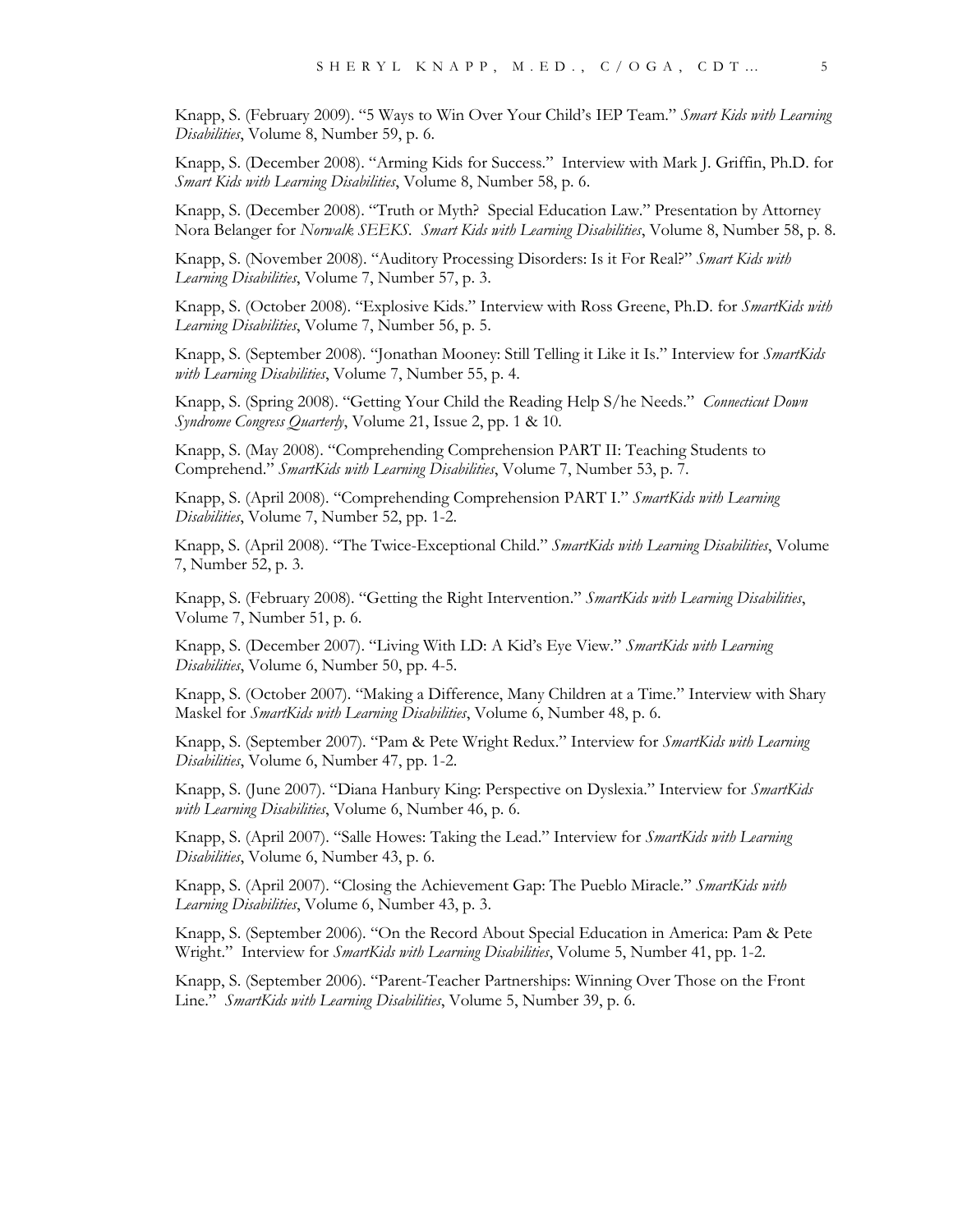Knapp, S. (February 2009). "5 Ways to Win Over Your Child's IEP Team." *Smart Kids with Learning Disabilities*, Volume 8, Number 59, p. 6.

Knapp, S. (December 2008). "Arming Kids for Success." Interview with Mark J. Griffin, Ph.D. for *Smart Kids with Learning Disabilities*, Volume 8, Number 58, p. 6.

Knapp, S. (December 2008). "Truth or Myth? Special Education Law." Presentation by Attorney Nora Belanger for *Norwalk SEEKS*. *Smart Kids with Learning Disabilities*, Volume 8, Number 58, p. 8.

Knapp, S. (November 2008). "Auditory Processing Disorders: Is it For Real?" *Smart Kids with Learning Disabilities*, Volume 7, Number 57, p. 3.

Knapp, S. (October 2008). "Explosive Kids." Interview with Ross Greene, Ph.D. for *SmartKids with Learning Disabilities*, Volume 7, Number 56, p. 5.

Knapp, S. (September 2008). "Jonathan Mooney: Still Telling it Like it Is." Interview for *SmartKids with Learning Disabilities*, Volume 7, Number 55, p. 4.

Knapp, S. (Spring 2008). "Getting Your Child the Reading Help S/he Needs." *Connecticut Down Syndrome Congress Quarterly*, Volume 21, Issue 2, pp. 1 & 10.

Knapp, S. (May 2008). "Comprehending Comprehension PART II: Teaching Students to Comprehend." *SmartKids with Learning Disabilities*, Volume 7, Number 53, p. 7.

Knapp, S. (April 2008). "Comprehending Comprehension PART I." *SmartKids with Learning Disabilities*, Volume 7, Number 52, pp. 1-2.

Knapp, S. (April 2008). "The Twice-Exceptional Child." *SmartKids with Learning Disabilities*, Volume 7, Number 52, p. 3.

Knapp, S. (February 2008). "Getting the Right Intervention." *SmartKids with Learning Disabilities*, Volume 7, Number 51, p. 6.

Knapp, S. (December 2007). "Living With LD: A Kid's Eye View." *SmartKids with Learning Disabilities*, Volume 6, Number 50, pp. 4-5.

Knapp, S. (October 2007). "Making a Difference, Many Children at a Time." Interview with Shary Maskel for *SmartKids with Learning Disabilities*, Volume 6, Number 48, p. 6.

Knapp, S. (September 2007). "Pam & Pete Wright Redux." Interview for *SmartKids with Learning Disabilities*, Volume 6, Number 47, pp. 1-2.

Knapp, S. (June 2007). "Diana Hanbury King: Perspective on Dyslexia." Interview for *SmartKids with Learning Disabilities*, Volume 6, Number 46, p. 6.

Knapp, S. (April 2007). "Salle Howes: Taking the Lead." Interview for *SmartKids with Learning Disabilities*, Volume 6, Number 43, p. 6.

Knapp, S. (April 2007). "Closing the Achievement Gap: The Pueblo Miracle." *SmartKids with Learning Disabilities*, Volume 6, Number 43, p. 3.

Knapp, S. (September 2006). "On the Record About Special Education in America: Pam & Pete Wright." Interview for *SmartKids with Learning Disabilities*, Volume 5, Number 41, pp. 1-2.

Knapp, S. (September 2006). "Parent-Teacher Partnerships: Winning Over Those on the Front Line." *SmartKids with Learning Disabilities*, Volume 5, Number 39, p. 6.